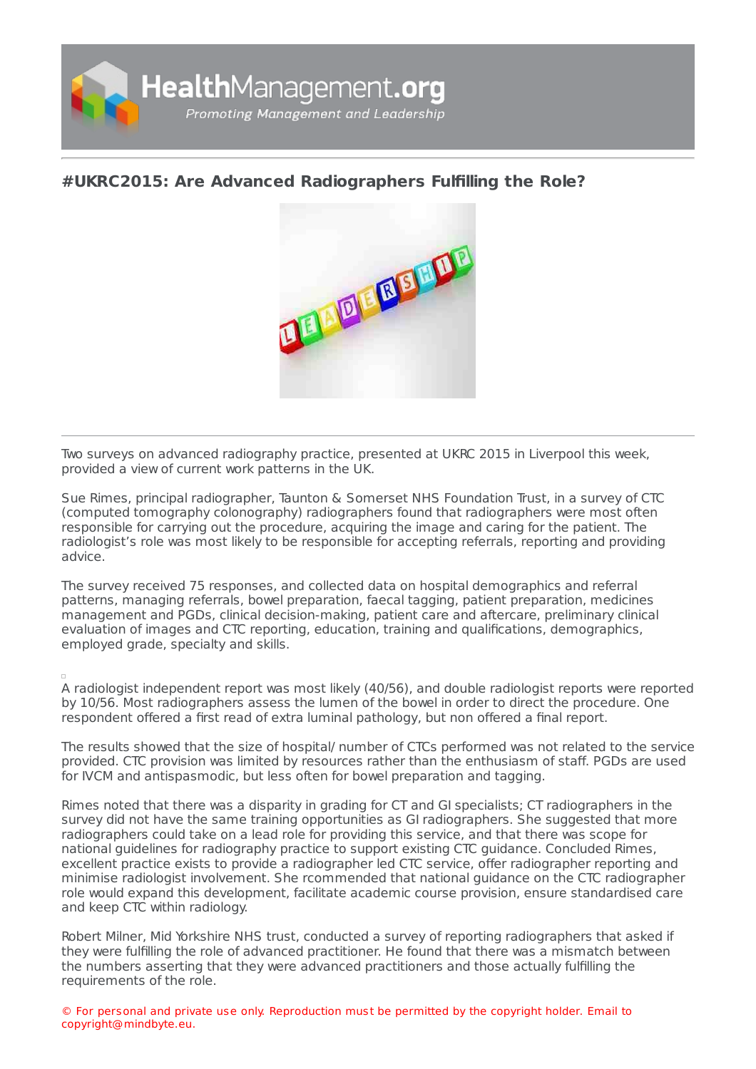# #UKRC2015: Are Advanced Radiographers Fulfilling the Role?

Two surveys on advanced radiography practice, presented at UKRC 2015 in Liverpool this week, provided a view of current work patterns in the UK.

Sue Rimes, principal radiographer, Taunton & Somerset NHS Foundation Trust, in a survey of CTC (computed tomography colonography) radiographers found that radiographers were most often responsible for carrying out the procedure, acquiring the image and caring for the patient. The radiologist's role was most likely to be responsible for accepting referrals, reporting and providing advice.

The survey received 75 responses, and collected data on hospital demographics and referral patterns, managing referrals, bowel preparation, faecal tagging, patient preparation, medicines management and PGDs, clinical decision-making, patient care and aftercare, preliminary clinical evaluation of images and CTC reporting, education, training and qualifications, demographics, employed grade, specialty and skills.

A radiologist independent report was most likely (40/56), and double radiologist reports were reported by 10/56. Most radiographers assess the lumen of the bowel in order to direct the procedure. One respondent offered a first read of extra luminal pathology, but non offered a final report.

The results showed that the size of hospital/ number of CTCs performed was not related to the service provided. CTC provision was limited by resources rather than the enthusiasm of staff. PGDs are used for IVCM and antispasmodic, but less often for bowel preparation and tagging.

Rimes noted that there was a disparity in grading for CT and GI specialists; CT radiographers in the survey did not have the same training opportunities as GI radiographers. She suggested that more radiographers could take on a lead role for providing this service, and that there was scope for national guidelines for radiography practice to support existing CTC guidance. Concluded Rimes, excellent practice exists to provide a radiographer led CTC service, offer radiographer reporting and minimise radiologist involvement. She rcommended that national guidance on the CTC radiographer role would expand this development, facilitate academic course provision, ensure standardised care and keep CTC within radiology.

Robert Milner, Mid Yorkshire NHS trust, conducted a survey of reporting radiographers that asked if they were fulfilling the role of advanced practitioner. He found that there was a mismatch between the numbers asserting that they were advanced practitioners and those actually fulfilling the requirements of the role.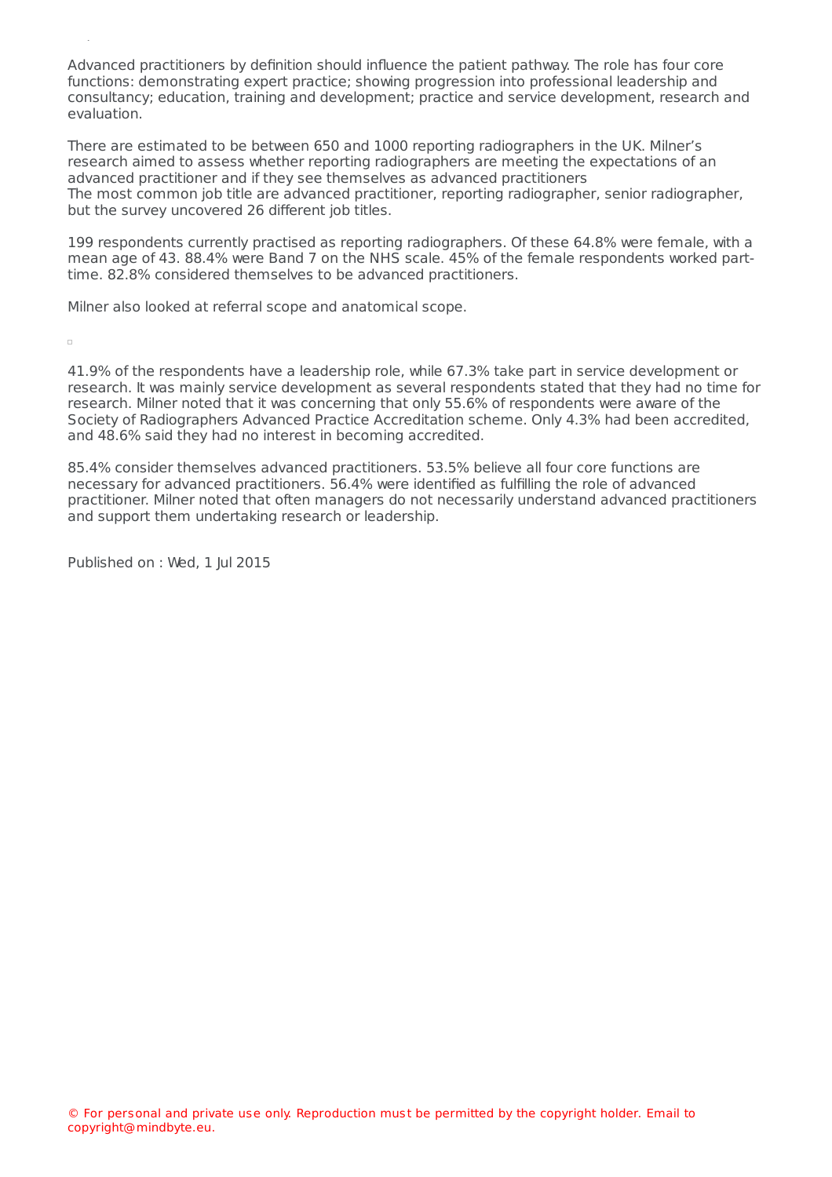Advanced practitioners by definition should influence the patient pathway. The role has four core functions: demonstrating expert practice; showing progression into professional leadership and consultancy; education, training and development; practice and service development, research and evaluation.

There are estimated to be between 650 and 1000 reporting radiographers in the UK. Milner's research aimed to assess whether reporting radiographers are meeting the expectations of an advanced practitioner and if they see themselves as advanced practitioners
The most common job title are advanced practitioner, reporting radiographer, senior radiographer, but the survey uncovered 26 different job titles.

199 respondents currently practised as reporting radiographers. Of these 64.8% were female, with a mean age of 43. 88.4% were Band 7 on the NHS scale. 45% of the female respondents worked part-time. 82.8% considered themselves to be advanced practitioners.

Milner also looked at referral scope and anatomical scope.

41.9% of the respondents have a leadership role, while 67.3% take part in service development or research. It was mainly service development as several respondents stated that they had no time for research. Milner noted that it was concerning that only 55.6% of respondents were aware of the Society of Radiographers Advanced Practice Accreditation scheme. Only 4.3% had been accredited, and 48.6% said they had no interest in becoming accredited.

85.4% consider themselves advanced practitioners. 53.5% believe all four core functions are necessary for advanced practitioners. 56.4% were identified as fulfilling the role of advanced practitioner. Milner noted that often managers do not necessarily understand advanced practitioners and support them undertaking research or leadership.

Published on : Wed, 1 Jul 2015

© For personal and private use only. Reproduction must be permitted by the copyright holder. Email to copyright@mindbyte.eu.